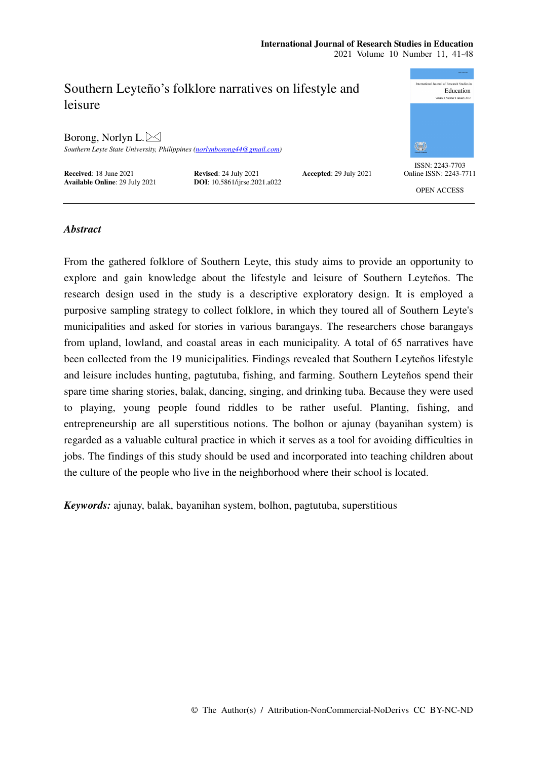# Southern Leyteño's folklore narratives on lifestyle and leisure

Borong, Norlyn L.

*Southern Leyte State University, Philippines (norlynborong44@gmail.com)*

**Received**: 18 June 2021 **Revised**: 24 July 2021 **Accepted**: 29 July 2021
**Available Online**: 29 July 2021 **DOI**: 10.5861/ijrse.2021.a022

ISSN: 2243-7703
Online ISSN: 2243-7711

OPEN ACCESS

### *Abstract*

From the gathered folklore of Southern Leyte, this study aims to provide an opportunity to explore and gain knowledge about the lifestyle and leisure of Southern Leyteňos. The research design used in the study is a descriptive exploratory design. It is employed a purposive sampling strategy to collect folklore, in which they toured all of Southern Leyte's municipalities and asked for stories in various barangays. The researchers chose barangays from upland, lowland, and coastal areas in each municipality. A total of 65 narratives have been collected from the 19 municipalities. Findings revealed that Southern Leyteňos lifestyle and leisure includes hunting, pagtutuba, fishing, and farming. Southern Leyteňos spend their spare time sharing stories, balak, dancing, singing, and drinking tuba. Because they were used to playing, young people found riddles to be rather useful. Planting, fishing, and entrepreneurship are all superstitious notions. The bolhon or ajunay (bayanihan system) is regarded as a valuable cultural practice in which it serves as a tool for avoiding difficulties in jobs. The findings of this study should be used and incorporated into teaching children about the culture of the people who live in the neighborhood where their school is located.

***Keywords:*** ajunay, balak, bayanihan system, bolhon, pagtutuba, superstitious

© The Author(s) / Attribution-NonCommercial-NoDerivs CC BY-NC-ND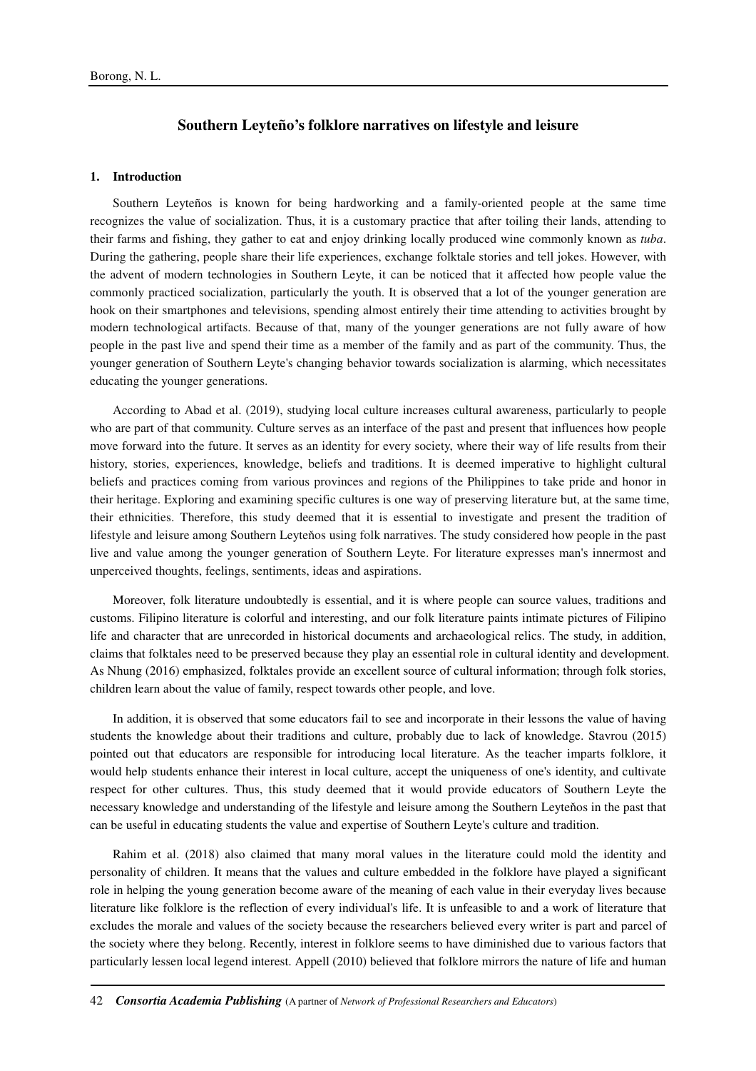## Southern Leyteño's folklore narratives on lifestyle and leisure

### 1. Introduction

Southern Leyteños is known for being hardworking and a family-oriented people at the same time recognizes the value of socialization. Thus, it is a customary practice that after toiling their lands, attending to their farms and fishing, they gather to eat and enjoy drinking locally produced wine commonly known as *tuba*. During the gathering, people share their life experiences, exchange folktale stories and tell jokes. However, with the advent of modern technologies in Southern Leyte, it can be noticed that it affected how people value the commonly practiced socialization, particularly the youth. It is observed that a lot of the younger generation are hook on their smartphones and televisions, spending almost entirely their time attending to activities brought by modern technological artifacts. Because of that, many of the younger generations are not fully aware of how people in the past live and spend their time as a member of the family and as part of the community. Thus, the younger generation of Southern Leyte's changing behavior towards socialization is alarming, which necessitates educating the younger generations.

According to Abad et al. (2019), studying local culture increases cultural awareness, particularly to people who are part of that community. Culture serves as an interface of the past and present that influences how people move forward into the future. It serves as an identity for every society, where their way of life results from their history, stories, experiences, knowledge, beliefs and traditions. It is deemed imperative to highlight cultural beliefs and practices coming from various provinces and regions of the Philippines to take pride and honor in their heritage. Exploring and examining specific cultures is one way of preserving literature but, at the same time, their ethnicities. Therefore, this study deemed that it is essential to investigate and present the tradition of lifestyle and leisure among Southern Leyteňos using folk narratives. The study considered how people in the past live and value among the younger generation of Southern Leyte. For literature expresses man's innermost and unperceived thoughts, feelings, sentiments, ideas and aspirations.

Moreover, folk literature undoubtedly is essential, and it is where people can source values, traditions and customs. Filipino literature is colorful and interesting, and our folk literature paints intimate pictures of Filipino life and character that are unrecorded in historical documents and archaeological relics. The study, in addition, claims that folktales need to be preserved because they play an essential role in cultural identity and development. As Nhung (2016) emphasized, folktales provide an excellent source of cultural information; through folk stories, children learn about the value of family, respect towards other people, and love.

In addition, it is observed that some educators fail to see and incorporate in their lessons the value of having students the knowledge about their traditions and culture, probably due to lack of knowledge. Stavrou (2015) pointed out that educators are responsible for introducing local literature. As the teacher imparts folklore, it would help students enhance their interest in local culture, accept the uniqueness of one's identity, and cultivate respect for other cultures. Thus, this study deemed that it would provide educators of Southern Leyte the necessary knowledge and understanding of the lifestyle and leisure among the Southern Leyteňos in the past that can be useful in educating students the value and expertise of Southern Leyte's culture and tradition.

Rahim et al. (2018) also claimed that many moral values in the literature could mold the identity and personality of children. It means that the values and culture embedded in the folklore have played a significant role in helping the young generation become aware of the meaning of each value in their everyday lives because literature like folklore is the reflection of every individual's life. It is unfeasible to and a work of literature that excludes the morale and values of the society because the researchers believed every writer is part and parcel of the society where they belong. Recently, interest in folklore seems to have diminished due to various factors that particularly lessen local legend interest. Appell (2010) believed that folklore mirrors the nature of life and human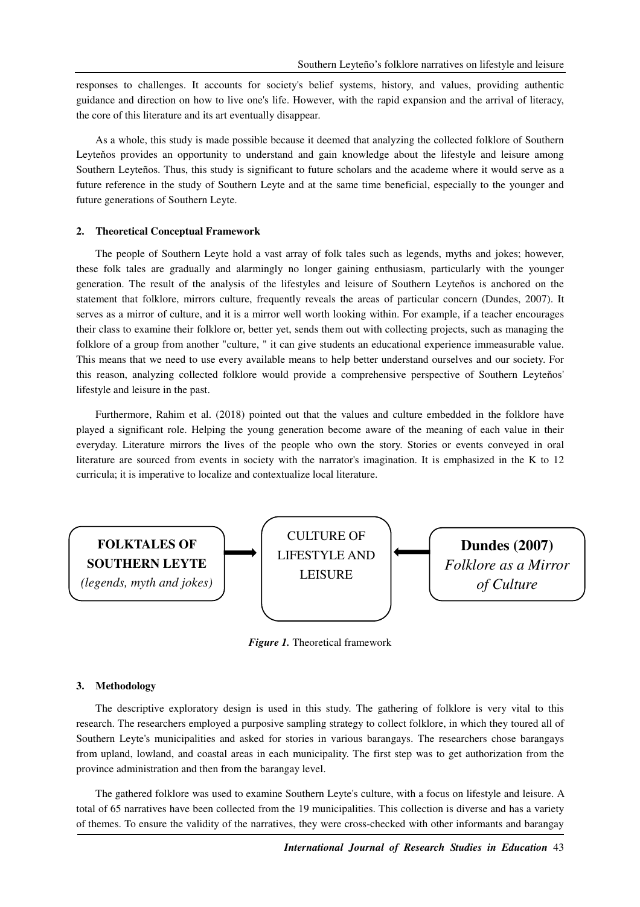responses to challenges. It accounts for society's belief systems, history, and values, providing authentic guidance and direction on how to live one's life. However, with the rapid expansion and the arrival of literacy, the core of this literature and its art eventually disappear.

As a whole, this study is made possible because it deemed that analyzing the collected folklore of Southern Leyteňos provides an opportunity to understand and gain knowledge about the lifestyle and leisure among Southern Leyteños. Thus, this study is significant to future scholars and the academe where it would serve as a future reference in the study of Southern Leyte and at the same time beneficial, especially to the younger and future generations of Southern Leyte.

## 2. Theoretical Conceptual Framework

The people of Southern Leyte hold a vast array of folk tales such as legends, myths and jokes; however, these folk tales are gradually and alarmingly no longer gaining enthusiasm, particularly with the younger generation. The result of the analysis of the lifestyles and leisure of Southern Leyteňos is anchored on the statement that folklore, mirrors culture, frequently reveals the areas of particular concern (Dundes, 2007). It serves as a mirror of culture, and it is a mirror well worth looking within. For example, if a teacher encourages their class to examine their folklore or, better yet, sends them out with collecting projects, such as managing the folklore of a group from another "culture, " it can give students an educational experience immeasurable value. This means that we need to use every available means to help better understand ourselves and our society. For this reason, analyzing collected folklore would provide a comprehensive perspective of Southern Leyteňos' lifestyle and leisure in the past.

Furthermore, Rahim et al. (2018) pointed out that the values and culture embedded in the folklore have played a significant role. Helping the young generation become aware of the meaning of each value in their everyday. Literature mirrors the lives of the people who own the story. Stories or events conveyed in oral literature are sourced from events in society with the narrator's imagination. It is emphasized in the K to 12 curricula; it is imperative to localize and contextualize local literature.

**FOLKTALES OF SOUTHERN LEYTE** *(legends, myth and jokes)* → CULTURE OF LIFESTYLE AND LEISURE ← **Dundes (2007)** *Folklore as a Mirror of Culture*

***Figure 1.*** Theoretical framework

## 3. Methodology

The descriptive exploratory design is used in this study. The gathering of folklore is very vital to this research. The researchers employed a purposive sampling strategy to collect folklore, in which they toured all of Southern Leyte's municipalities and asked for stories in various barangays. The researchers chose barangays from upland, lowland, and coastal areas in each municipality. The first step was to get authorization from the province administration and then from the barangay level.

The gathered folklore was used to examine Southern Leyte's culture, with a focus on lifestyle and leisure. A total of 65 narratives have been collected from the 19 municipalities. This collection is diverse and has a variety of themes. To ensure the validity of the narratives, they were cross-checked with other informants and barangay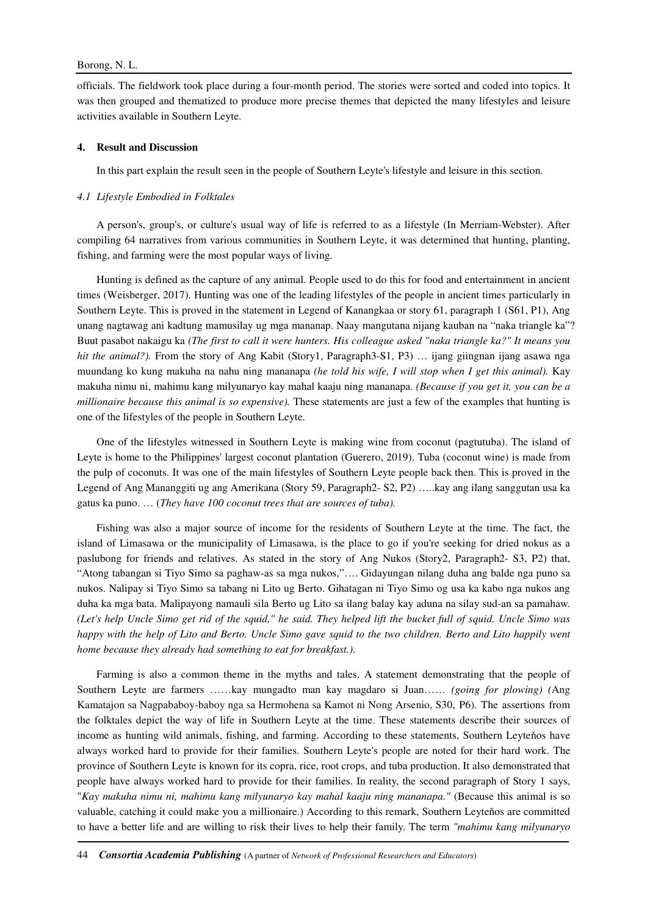officials. The fieldwork took place during a four-month period. The stories were sorted and coded into topics. It was then grouped and thematized to produce more precise themes that depicted the many lifestyles and leisure activities available in Southern Leyte.

## 4. Result and Discussion

In this part explain the result seen in the people of Southern Leyte's lifestyle and leisure in this section.

### *4.1 Lifestyle Embodied in Folktales*

A person's, group's, or culture's usual way of life is referred to as a lifestyle (In Merriam-Webster). After compiling 64 narratives from various communities in Southern Leyte, it was determined that hunting, planting, fishing, and farming were the most popular ways of living.

Hunting is defined as the capture of any animal. People used to do this for food and entertainment in ancient times (Weisberger, 2017). Hunting was one of the leading lifestyles of the people in ancient times particularly in Southern Leyte. This is proved in the statement in Legend of Kanangkaa or story 61, paragraph 1 (S61, P1), Ang unang nagtawag ani kadtung mamusilay ug mga mananap. Naay mangutana nijang kauban na "naka triangle ka"? Buut pasabot nakaigu ka *(The first to call it were hunters. His colleague asked "naka triangle ka?" It means you hit the animal?).* From the story of Ang Kabit (Story1, Paragraph3-S1, P3) … ijang giingnan ijang asawa nga muundang ko kung makuha na nahu ning mananapa *(he told his wife, I will stop when I get this animal).* Kay makuha nimu ni, mahimu kang milyunaryo kay mahal kaaju ning mananapa. *(Because if you get it, you can be a millionaire because this animal is so expensive).* These statements are just a few of the examples that hunting is one of the lifestyles of the people in Southern Leyte.

One of the lifestyles witnessed in Southern Leyte is making wine from coconut (pagtutuba). The island of Leyte is home to the Philippines' largest coconut plantation (Guerero, 2019). Tuba (coconut wine) is made from the pulp of coconuts. It was one of the main lifestyles of Southern Leyte people back then. This is proved in the Legend of Ang Mananggiti ug ang Amerikana (Story 59, Paragraph2- S2, P2) …..kay ang ilang sanggutan usa ka gatus ka puno. … (*They have 100 coconut trees that are sources of tuba).*

Fishing was also a major source of income for the residents of Southern Leyte at the time. The fact, the island of Limasawa or the municipality of Limasawa, is the place to go if you're seeking for dried nokus as a paslubong for friends and relatives. As stated in the story of Ang Nukos (Story2, Paragraph2- S3, P2) that, "Atong tabangan si Tiyo Simo sa paghaw-as sa mga nukos,"…. Gidayungan nilang duha ang balde nga puno sa nukos. Nalipay si Tiyo Simo sa tabang ni Lito ug Berto. Gihatagan ni Tiyo Simo og usa ka kabo nga nukos ang duha ka mga bata. Malipayong namauli sila Berto ug Lito sa ilang balay kay aduna na silay sud-an sa pamahaw. *(Let's help Uncle Simo get rid of the squid," he said. They helped lift the bucket full of squid. Uncle Simo was happy with the help of Lito and Berto. Uncle Simo gave squid to the two children. Berto and Lito happily went home because they already had something to eat for breakfast.).*

Farming is also a common theme in the myths and tales. A statement demonstrating that the people of Southern Leyte are farmers ……kay mungadto man kay magdaro si Juan…… *(going for plowing) (*Ang Kamatajon sa Nagpababoy-baboy nga sa Hermohena sa Kamot ni Nong Arsenio, S30, P6)*.* The assertions from the folktales depict the way of life in Southern Leyte at the time. These statements describe their sources of income as hunting wild animals, fishing, and farming. According to these statements, Southern Leyteňos have always worked hard to provide for their families. Southern Leyte's people are noted for their hard work. The province of Southern Leyte is known for its copra, rice, root crops, and tuba production. It also demonstrated that people have always worked hard to provide for their families. In reality, the second paragraph of Story 1 says, "*Kay makuha nimu ni, mahimu kang milyunaryo kay mahal kaaju ning mananapa."* (Because this animal is so valuable, catching it could make you a millionaire.) According to this remark, Southern Leyteňos are committed to have a better life and are willing to risk their lives to help their family. The term *"mahimu kang milyunaryo*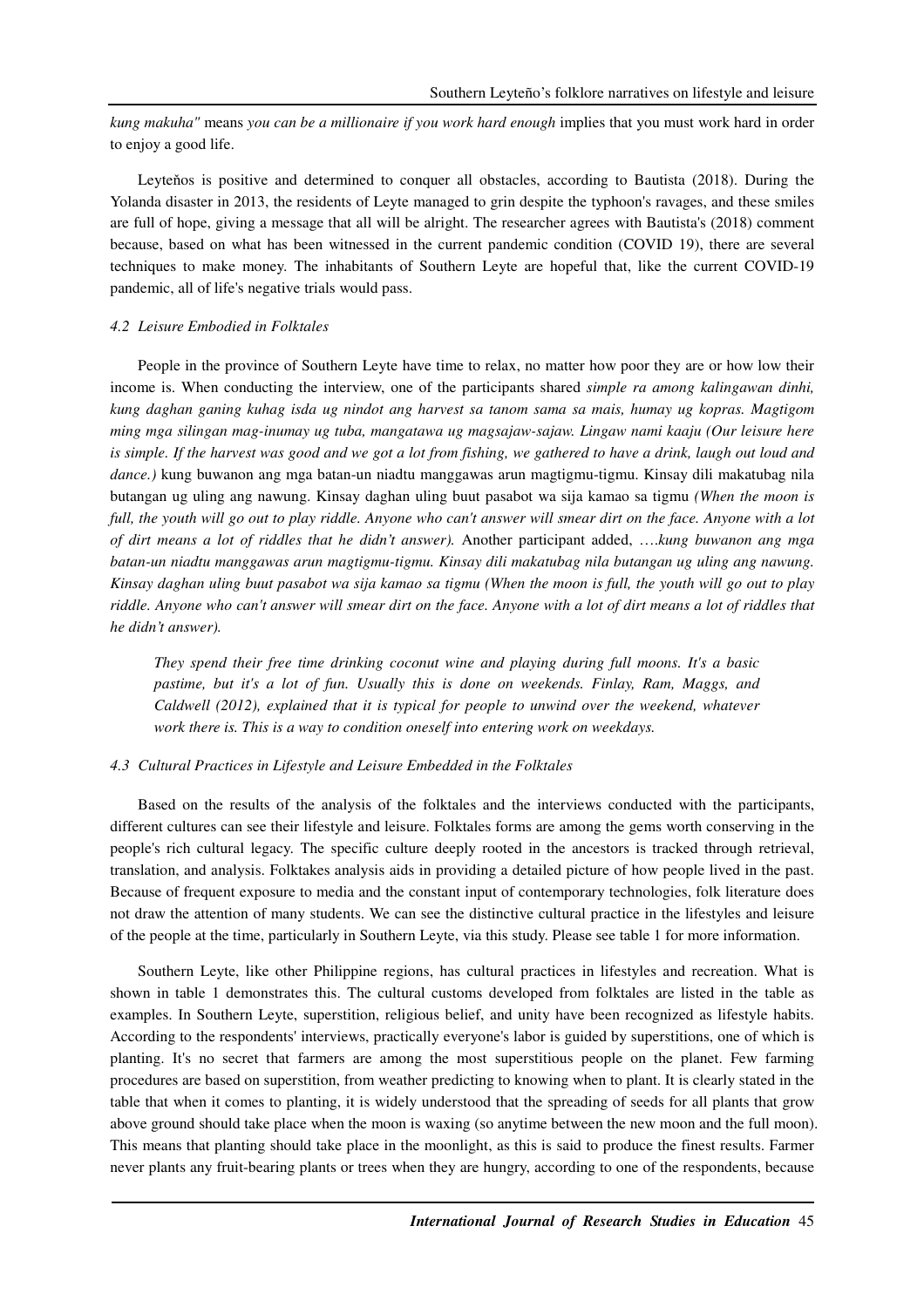*kung makuha"* means *you can be a millionaire if you work hard enough* implies that you must work hard in order to enjoy a good life.

Leyteňos is positive and determined to conquer all obstacles, according to Bautista (2018). During the Yolanda disaster in 2013, the residents of Leyte managed to grin despite the typhoon's ravages, and these smiles are full of hope, giving a message that all will be alright. The researcher agrees with Bautista's (2018) comment because, based on what has been witnessed in the current pandemic condition (COVID 19), there are several techniques to make money. The inhabitants of Southern Leyte are hopeful that, like the current COVID-19 pandemic, all of life's negative trials would pass.

### *4.2 Leisure Embodied in Folktales*

People in the province of Southern Leyte have time to relax, no matter how poor they are or how low their income is. When conducting the interview, one of the participants shared *simple ra among kalingawan dinhi, kung daghan ganing kuhag isda ug nindot ang harvest sa tanom sama sa mais, humay ug kopras. Magtigom ming mga silingan mag-inumay ug tuba, mangatawa ug magsajaw-sajaw. Lingaw nami kaaju (Our leisure here is simple. If the harvest was good and we got a lot from fishing, we gathered to have a drink, laugh out loud and dance.)* kung buwanon ang mga batan-un niadtu manggawas arun magtigmu-tigmu. Kinsay dili makatubag nila butangan ug uling ang nawung. Kinsay daghan uling buut pasabot wa sija kamao sa tigmu *(When the moon is full, the youth will go out to play riddle. Anyone who can't answer will smear dirt on the face. Anyone with a lot of dirt means a lot of riddles that he didn't answer).* Another participant added, ….*kung buwanon ang mga batan-un niadtu manggawas arun magtigmu-tigmu. Kinsay dili makatubag nila butangan ug uling ang nawung. Kinsay daghan uling buut pasabot wa sija kamao sa tigmu (When the moon is full, the youth will go out to play riddle. Anyone who can't answer will smear dirt on the face. Anyone with a lot of dirt means a lot of riddles that he didn't answer).*

> *They spend their free time drinking coconut wine and playing during full moons. It's a basic pastime, but it's a lot of fun. Usually this is done on weekends. Finlay, Ram, Maggs, and Caldwell (2012), explained that it is typical for people to unwind over the weekend, whatever work there is. This is a way to condition oneself into entering work on weekdays.*

### *4.3 Cultural Practices in Lifestyle and Leisure Embedded in the Folktales*

Based on the results of the analysis of the folktales and the interviews conducted with the participants, different cultures can see their lifestyle and leisure. Folktales forms are among the gems worth conserving in the people's rich cultural legacy. The specific culture deeply rooted in the ancestors is tracked through retrieval, translation, and analysis. Folktakes analysis aids in providing a detailed picture of how people lived in the past. Because of frequent exposure to media and the constant input of contemporary technologies, folk literature does not draw the attention of many students. We can see the distinctive cultural practice in the lifestyles and leisure of the people at the time, particularly in Southern Leyte, via this study. Please see table 1 for more information.

Southern Leyte, like other Philippine regions, has cultural practices in lifestyles and recreation. What is shown in table 1 demonstrates this. The cultural customs developed from folktales are listed in the table as examples. In Southern Leyte, superstition, religious belief, and unity have been recognized as lifestyle habits. According to the respondents' interviews, practically everyone's labor is guided by superstitions, one of which is planting. It's no secret that farmers are among the most superstitious people on the planet. Few farming procedures are based on superstition, from weather predicting to knowing when to plant. It is clearly stated in the table that when it comes to planting, it is widely understood that the spreading of seeds for all plants that grow above ground should take place when the moon is waxing (so anytime between the new moon and the full moon). This means that planting should take place in the moonlight, as this is said to produce the finest results. Farmer never plants any fruit-bearing plants or trees when they are hungry, according to one of the respondents, because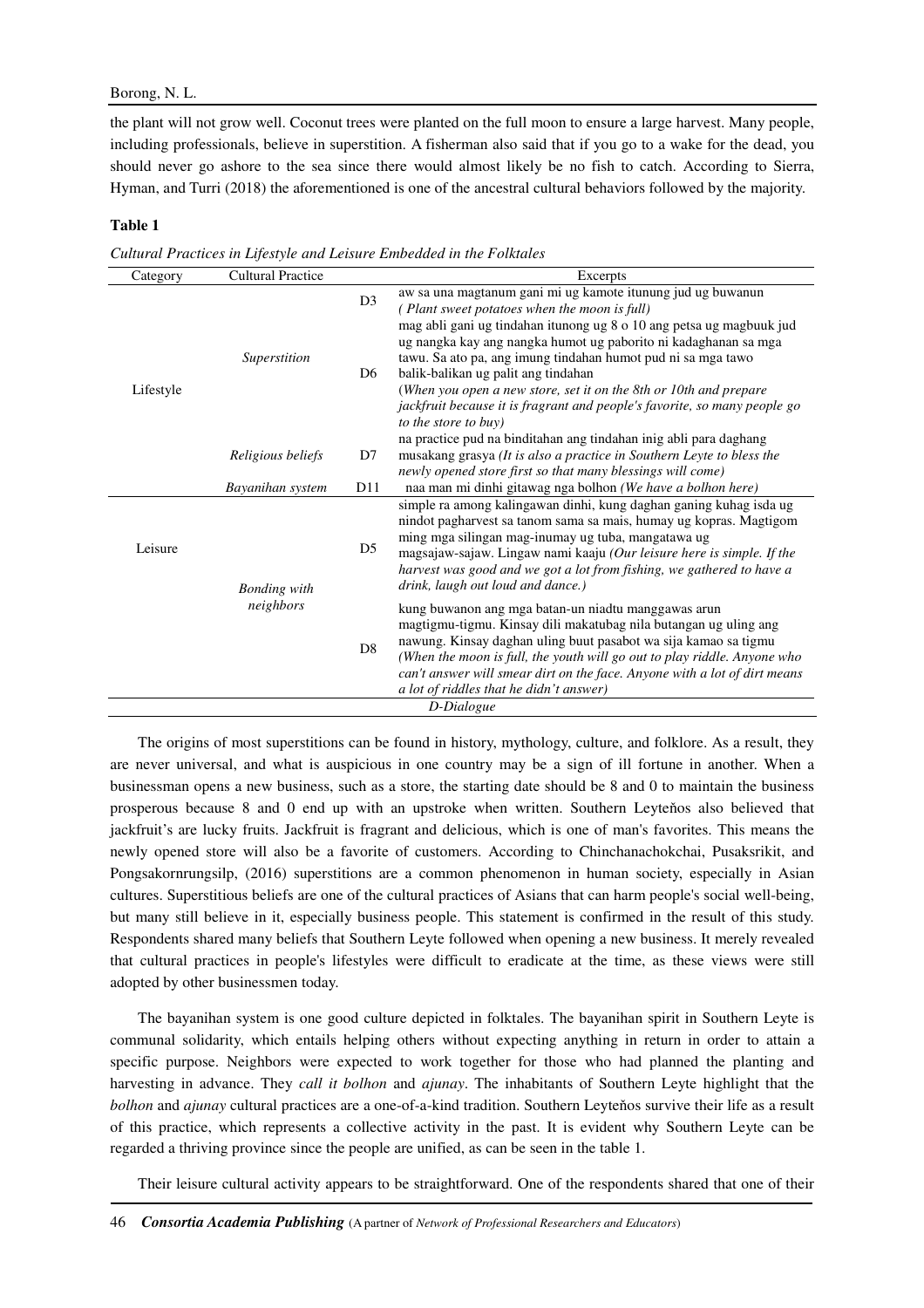the plant will not grow well. Coconut trees were planted on the full moon to ensure a large harvest. Many people, including professionals, believe in superstition. A fisherman also said that if you go to a wake for the dead, you should never go ashore to the sea since there would almost likely be no fish to catch. According to Sierra, Hyman, and Turri (2018) the aforementioned is one of the ancestral cultural behaviors followed by the majority.

**Table 1**

*Cultural Practices in Lifestyle and Leisure Embedded in the Folktales*

| Category | Cultural Practice | | Excerpts |
|---|---|---|---|
| Lifestyle | *Superstition* | D3 | aw sa una magtanum gani mi ug kamote itunung jud ug buwanun *( Plant sweet potatoes when the moon is full)* |
| | | D6 | mag abli gani ug tindahan itunong ug 8 o 10 ang petsa ug magbuuk jud ug nangka kay ang nangka humot ug paborito ni kadaghanan sa mga tawu. Sa ato pa, ang imung tindahan humot pud ni sa mga tawo balik-balikan ug palit ang tindahan *(When you open a new store, set it on the 8th or 10th and prepare jackfruit because it is fragrant and people's favorite, so many people go to the store to buy)* |
| | *Religious beliefs* | D7 | na practice pud na binditahan ang tindahan inig abli para daghang musakang grasya *(It is also a practice in Southern Leyte to bless the newly opened store first so that many blessings will come)* |
| | *Bayanihan system* | D11 | naa man mi dinhi gitawag nga bolhon *(We have a bolhon here)* |
| Leisure | *Bonding with neighbors* | D5 | simple ra among kalingawan dinhi, kung daghan ganing kuhag isda ug nindot pagharvest sa tanom sama sa mais, humay ug kopras. Magtigom ming mga silingan mag-inumay ug tuba, mangatawa ug magsajaw-sajaw. Lingaw nami kaaju *(Our leisure here is simple. If the harvest was good and we got a lot from fishing, we gathered to have a drink, laugh out loud and dance.)* |
| | | D8 | kung buwanon ang mga batan-un niadtu manggawas arun magtigmu-tigmu. Kinsay dili makatubag nila butangan ug uling ang nawung. Kinsay daghan uling buut pasabot wa sija kamao sa tigmu *(When the moon is full, the youth will go out to play riddle. Anyone who can't answer will smear dirt on the face. Anyone with a lot of dirt means a lot of riddles that he didn't answer)* |

*D-Dialogue*

The origins of most superstitions can be found in history, mythology, culture, and folklore. As a result, they are never universal, and what is auspicious in one country may be a sign of ill fortune in another. When a businessman opens a new business, such as a store, the starting date should be 8 and 0 to maintain the business prosperous because 8 and 0 end up with an upstroke when written. Southern Leyteňos also believed that jackfruit's are lucky fruits. Jackfruit is fragrant and delicious, which is one of man's favorites. This means the newly opened store will also be a favorite of customers. According to Chinchanachokchai, Pusaksrikit, and Pongsakornrungsilp, (2016) superstitions are a common phenomenon in human society, especially in Asian cultures. Superstitious beliefs are one of the cultural practices of Asians that can harm people's social well-being, but many still believe in it, especially business people. This statement is confirmed in the result of this study. Respondents shared many beliefs that Southern Leyte followed when opening a new business. It merely revealed that cultural practices in people's lifestyles were difficult to eradicate at the time, as these views were still adopted by other businessmen today.

The bayanihan system is one good culture depicted in folktales. The bayanihan spirit in Southern Leyte is communal solidarity, which entails helping others without expecting anything in return in order to attain a specific purpose. Neighbors were expected to work together for those who had planned the planting and harvesting in advance. They *call it bolhon* and *ajunay*. The inhabitants of Southern Leyte highlight that the *bolhon* and *ajunay* cultural practices are a one-of-a-kind tradition. Southern Leyteňos survive their life as a result of this practice, which represents a collective activity in the past. It is evident why Southern Leyte can be regarded a thriving province since the people are unified, as can be seen in the table 1.

Their leisure cultural activity appears to be straightforward. One of the respondents shared that one of their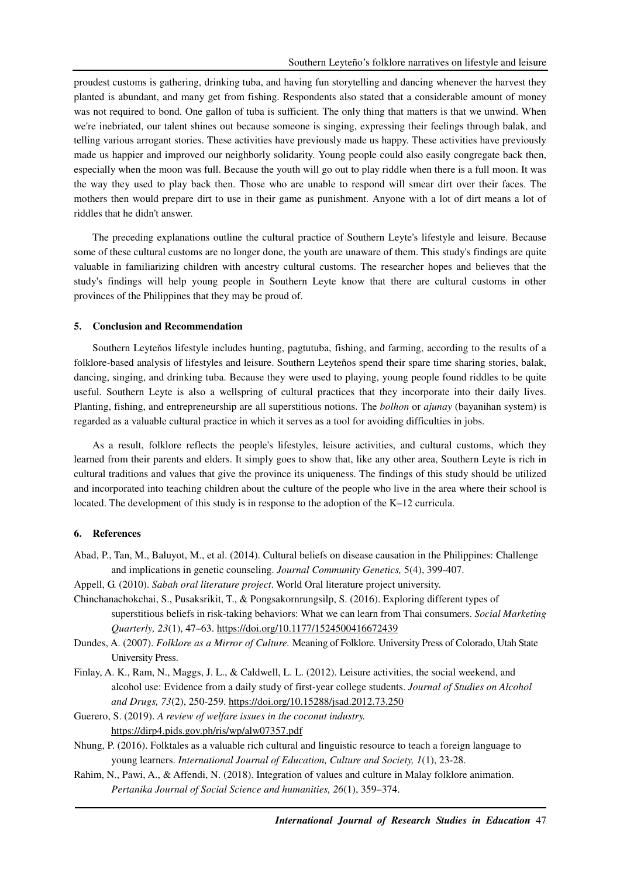proudest customs is gathering, drinking tuba, and having fun storytelling and dancing whenever the harvest they planted is abundant, and many get from fishing. Respondents also stated that a considerable amount of money was not required to bond. One gallon of tuba is sufficient. The only thing that matters is that we unwind. When we're inebriated, our talent shines out because someone is singing, expressing their feelings through balak, and telling various arrogant stories. These activities have previously made us happy. These activities have previously made us happier and improved our neighborly solidarity. Young people could also easily congregate back then, especially when the moon was full. Because the youth will go out to play riddle when there is a full moon. It was the way they used to play back then. Those who are unable to respond will smear dirt over their faces. The mothers then would prepare dirt to use in their game as punishment. Anyone with a lot of dirt means a lot of riddles that he didn't answer.

The preceding explanations outline the cultural practice of Southern Leyte's lifestyle and leisure. Because some of these cultural customs are no longer done, the youth are unaware of them. This study's findings are quite valuable in familiarizing children with ancestry cultural customs. The researcher hopes and believes that the study's findings will help young people in Southern Leyte know that there are cultural customs in other provinces of the Philippines that they may be proud of.

## 5. Conclusion and Recommendation

Southern Leyteňos lifestyle includes hunting, pagtutuba, fishing, and farming, according to the results of a folklore-based analysis of lifestyles and leisure. Southern Leyteňos spend their spare time sharing stories, balak, dancing, singing, and drinking tuba. Because they were used to playing, young people found riddles to be quite useful. Southern Leyte is also a wellspring of cultural practices that they incorporate into their daily lives. Planting, fishing, and entrepreneurship are all superstitious notions. The *bolhon* or *ajunay* (bayanihan system) is regarded as a valuable cultural practice in which it serves as a tool for avoiding difficulties in jobs.

As a result, folklore reflects the people's lifestyles, leisure activities, and cultural customs, which they learned from their parents and elders. It simply goes to show that, like any other area, Southern Leyte is rich in cultural traditions and values that give the province its uniqueness. The findings of this study should be utilized and incorporated into teaching children about the culture of the people who live in the area where their school is located. The development of this study is in response to the adoption of the K–12 curricula.

## 6. References

Abad, P., Tan, M., Baluyot, M., et al. (2014). Cultural beliefs on disease causation in the Philippines: Challenge and implications in genetic counseling. *Journal Community Genetics,* 5(4), 399-407.

Appell, G. (2010). *Sabah oral literature project*. World Oral literature project university.

Chinchanachokchai, S., Pusaksrikit, T., & Pongsakornrungsilp, S. (2016). Exploring different types of superstitious beliefs in risk-taking behaviors: What we can learn from Thai consumers. *Social Marketing Quarterly, 23*(1), 47–63. https://doi.org/10.1177/1524500416672439

Dundes, A. (2007). *Folklore as a Mirror of Culture.* Meaning of Folklore. University Press of Colorado, Utah State University Press.

Finlay, A. K., Ram, N., Maggs, J. L., & Caldwell, L. L. (2012). Leisure activities, the social weekend, and alcohol use: Evidence from a daily study of first-year college students. *Journal of Studies on Alcohol and Drugs, 73*(2), 250-259. https://doi.org/10.15288/jsad.2012.73.250

Guerero, S. (2019). *A review of welfare issues in the coconut industry.* https://dirp4.pids.gov.ph/ris/wp/alw07357.pdf

Nhung, P. (2016). Folktales as a valuable rich cultural and linguistic resource to teach a foreign language to young learners. *International Journal of Education, Culture and Society, 1*(1), 23-28.

Rahim, N., Pawi, A., & Affendi, N. (2018). Integration of values and culture in Malay folklore animation. *Pertanika Journal of Social Science and humanities, 26*(1), 359–374.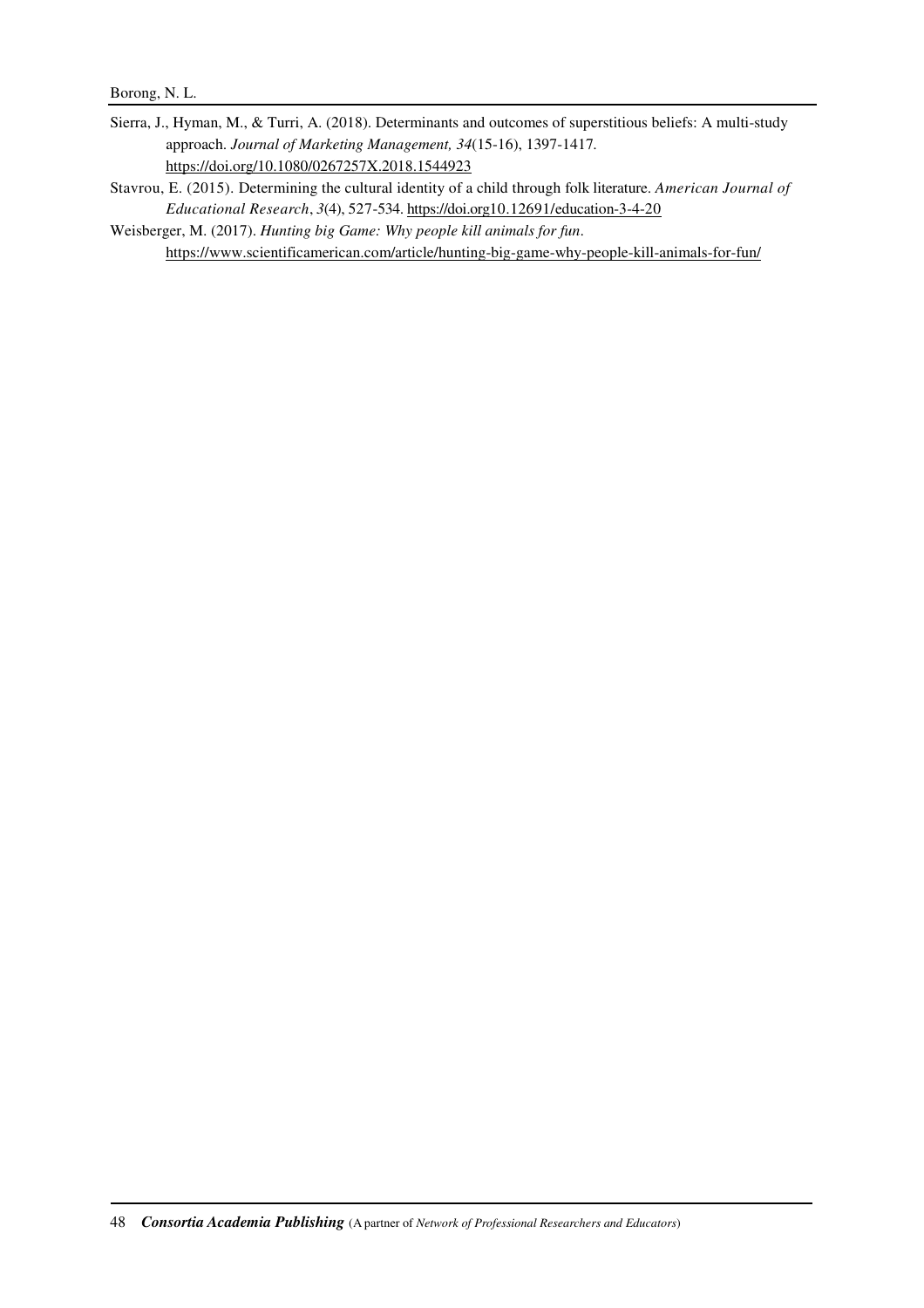Sierra, J., Hyman, M., & Turri, A. (2018). Determinants and outcomes of superstitious beliefs: A multi-study approach. *Journal of Marketing Management, 34*(15-16), 1397-1417. https://doi.org/10.1080/0267257X.2018.1544923

Stavrou, E. (2015). Determining the cultural identity of a child through folk literature. *American Journal of Educational Research*, *3*(4), 527-534. https://doi.org10.12691/education-3-4-20

Weisberger, M. (2017). *Hunting big Game: Why people kill animals for fun*. https://www.scientificamerican.com/article/hunting-big-game-why-people-kill-animals-for-fun/